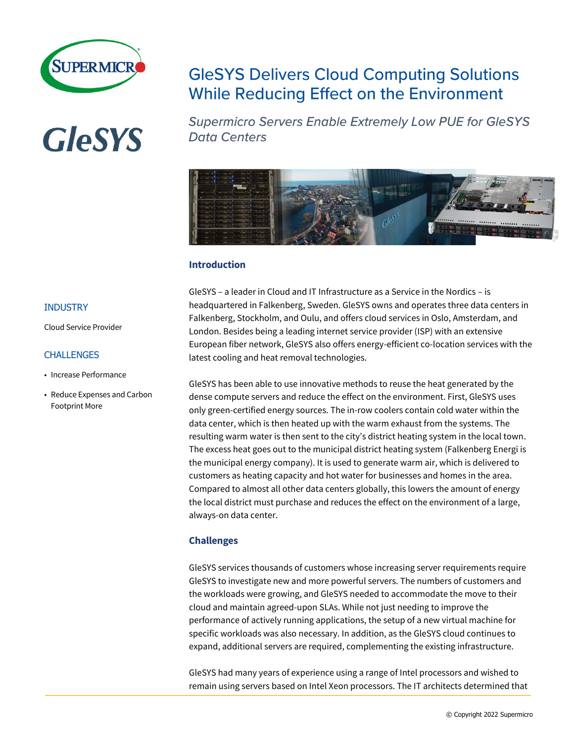# GleSYS Delivers Cloud Computing Solutions While Reducing Effect on the Environment

*Supermicro Servers Enable Extremely Low PUE for GleSYS Data Centers*

### INDUSTRY

Cloud Service Provider

### CHALLENGES

- Increase Performance
- Reduce Expenses and Carbon Footprint More

## Introduction

GleSYS – a leader in Cloud and IT Infrastructure as a Service in the Nordics – is headquartered in Falkenberg, Sweden. GleSYS owns and operates three data centers in Falkenberg, Stockholm, and Oulu, and offers cloud services in Oslo, Amsterdam, and London. Besides being a leading internet service provider (ISP) with an extensive European fiber network, GleSYS also offers energy-efficient co-location services with the latest cooling and heat removal technologies.

GleSYS has been able to use innovative methods to reuse the heat generated by the dense compute servers and reduce the effect on the environment. First, GleSYS uses only green-certified energy sources. The in-row coolers contain cold water within the data center, which is then heated up with the warm exhaust from the systems. The resulting warm water is then sent to the city's district heating system in the local town. The excess heat goes out to the municipal district heating system (Falkenberg Energi is the municipal energy company). It is used to generate warm air, which is delivered to customers as heating capacity and hot water for businesses and homes in the area. Compared to almost all other data centers globally, this lowers the amount of energy the local district must purchase and reduces the effect on the environment of a large, always-on data center.

## Challenges

GleSYS services thousands of customers whose increasing server requirements require GleSYS to investigate new and more powerful servers. The numbers of customers and the workloads were growing, and GleSYS needed to accommodate the move to their cloud and maintain agreed-upon SLAs. While not just needing to improve the performance of actively running applications, the setup of a new virtual machine for specific workloads was also necessary. In addition, as the GleSYS cloud continues to expand, additional servers are required, complementing the existing infrastructure.

GleSYS had many years of experience using a range of Intel processors and wished to remain using servers based on Intel Xeon processors. The IT architects determined that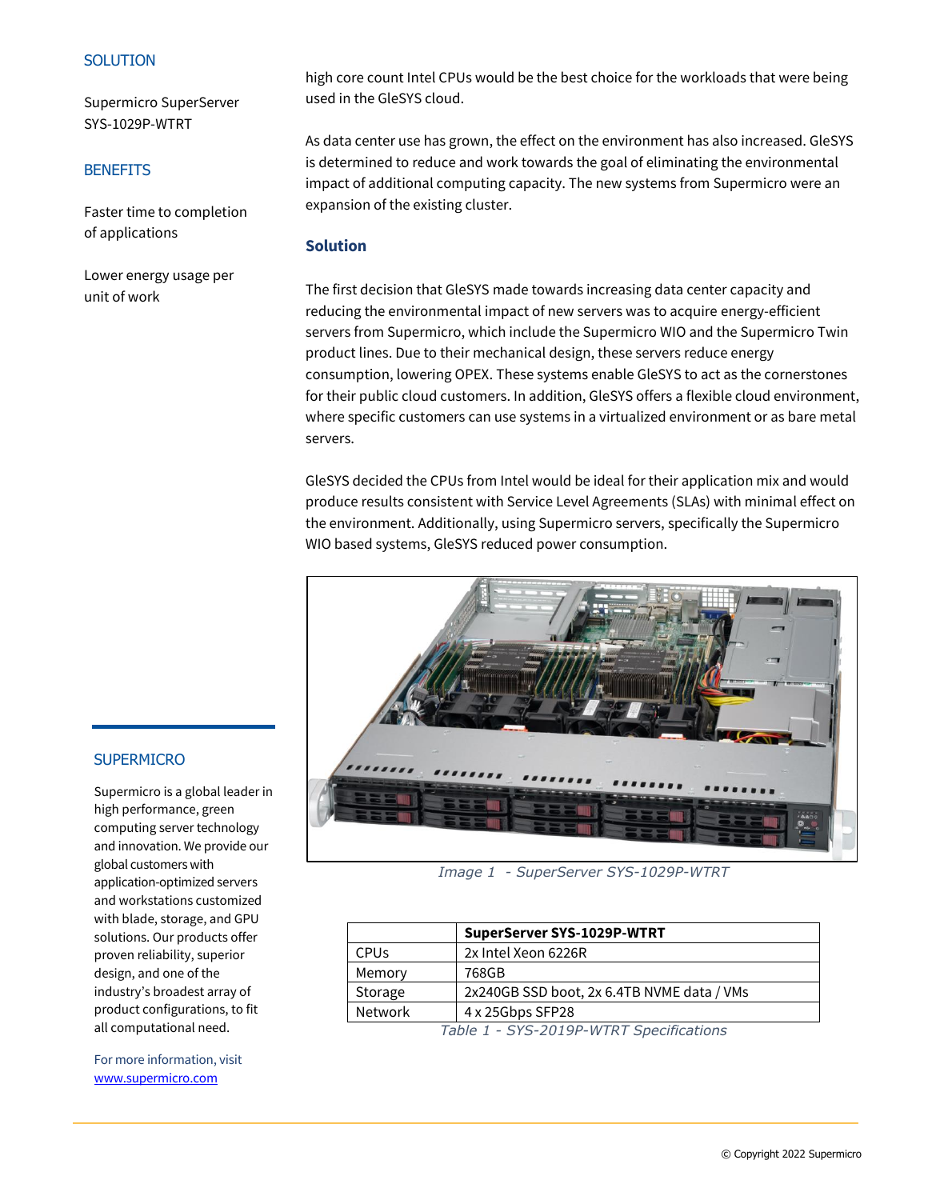SOLUTION

Supermicro SuperServer SYS-1029P-WTRT

BENEFITS

Faster time to completion of applications

Lower energy usage per unit of work

SUPERMICRO

Supermicro is a global leader in high performance, green computing server technology and innovation. We provide our global customers with application-optimized servers and workstations customized with blade, storage, and GPU solutions. Our products offer proven reliability, superior design, and one of the industry's broadest array of product configurations, to fit all computational need.

For more information, visit www.supermicro.com

high core count Intel CPUs would be the best choice for the workloads that were being used in the GleSYS cloud.

As data center use has grown, the effect on the environment has also increased. GleSYS is determined to reduce and work towards the goal of eliminating the environmental impact of additional computing capacity. The new systems from Supermicro were an expansion of the existing cluster.

## Solution

The first decision that GleSYS made towards increasing data center capacity and reducing the environmental impact of new servers was to acquire energy-efficient servers from Supermicro, which include the Supermicro WIO and the Supermicro Twin product lines. Due to their mechanical design, these servers reduce energy consumption, lowering OPEX. These systems enable GleSYS to act as the cornerstones for their public cloud customers. In addition, GleSYS offers a flexible cloud environment, where specific customers can use systems in a virtualized environment or as bare metal servers.

GleSYS decided the CPUs from Intel would be ideal for their application mix and would produce results consistent with Service Level Agreements (SLAs) with minimal effect on the environment. Additionally, using Supermicro servers, specifically the Supermicro WIO based systems, GleSYS reduced power consumption.

*Image 1 - SuperServer SYS-1029P-WTRT*

| | **SuperServer SYS-1029P-WTRT** |
|---|---|
| CPUs | 2x Intel Xeon 6226R |
| Memory | 768GB |
| Storage | 2x240GB SSD boot, 2x 6.4TB NVME data / VMs |
| Network | 4 x 25Gbps SFP28 |

*Table 1 - SYS-2019P-WTRT Specifications*

© Copyright 2022 Supermicro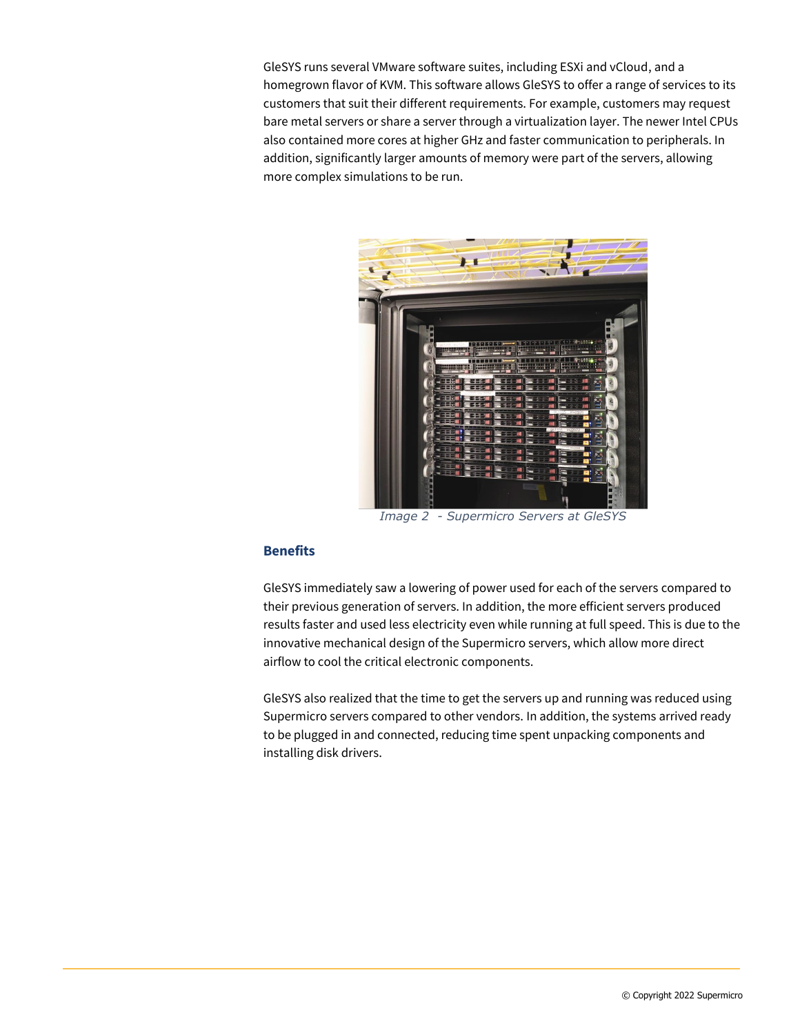GleSYS runs several VMware software suites, including ESXi and vCloud, and a homegrown flavor of KVM. This software allows GleSYS to offer a range of services to its customers that suit their different requirements. For example, customers may request bare metal servers or share a server through a virtualization layer. The newer Intel CPUs also contained more cores at higher GHz and faster communication to peripherals. In addition, significantly larger amounts of memory were part of the servers, allowing more complex simulations to be run.

*Image 2 - Supermicro Servers at GleSYS*

## Benefits

GleSYS immediately saw a lowering of power used for each of the servers compared to their previous generation of servers. In addition, the more efficient servers produced results faster and used less electricity even while running at full speed. This is due to the innovative mechanical design of the Supermicro servers, which allow more direct airflow to cool the critical electronic components.

GleSYS also realized that the time to get the servers up and running was reduced using Supermicro servers compared to other vendors. In addition, the systems arrived ready to be plugged in and connected, reducing time spent unpacking components and installing disk drivers.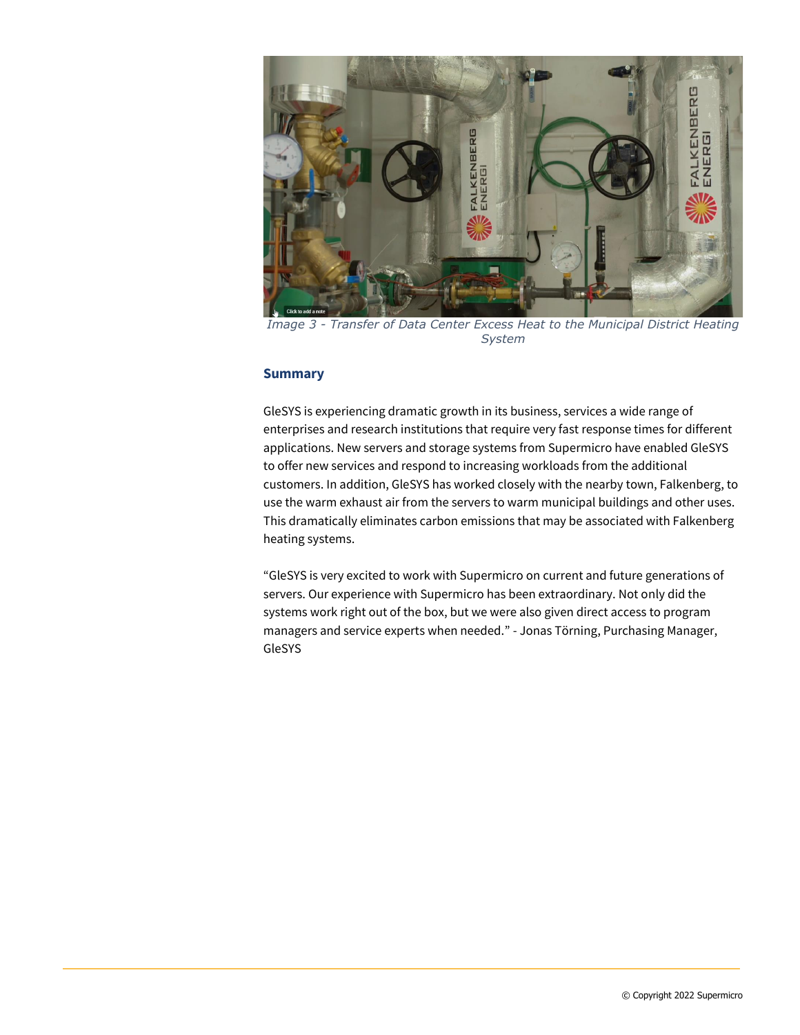*Image 3 - Transfer of Data Center Excess Heat to the Municipal District Heating System*

## Summary

GleSYS is experiencing dramatic growth in its business, services a wide range of enterprises and research institutions that require very fast response times for different applications. New servers and storage systems from Supermicro have enabled GleSYS to offer new services and respond to increasing workloads from the additional customers. In addition, GleSYS has worked closely with the nearby town, Falkenberg, to use the warm exhaust air from the servers to warm municipal buildings and other uses. This dramatically eliminates carbon emissions that may be associated with Falkenberg heating systems.

"GleSYS is very excited to work with Supermicro on current and future generations of servers. Our experience with Supermicro has been extraordinary. Not only did the systems work right out of the box, but we were also given direct access to program managers and service experts when needed." - Jonas Törning, Purchasing Manager, GleSYS